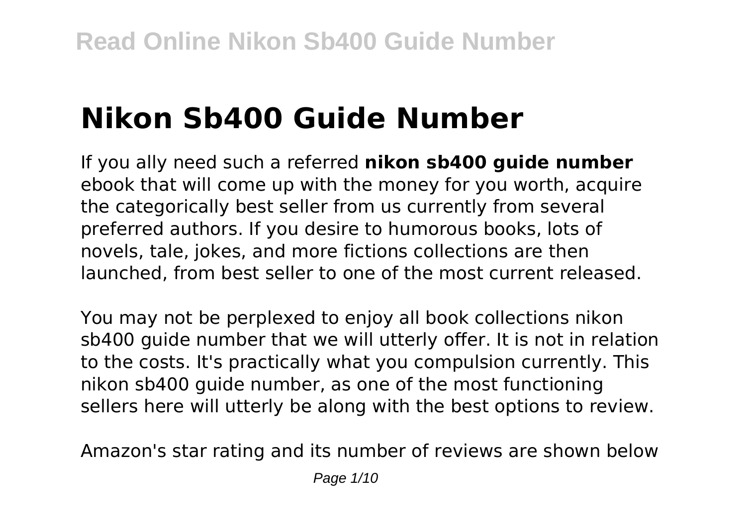# Nikon Sb400 Guide Number

If you ally need such a referred **nikon sb400 guide number** ebook that will come up with the money for you worth, acquire the categorically best seller from us currently from several preferred authors. If you desire to humorous books, lots of novels, tale, jokes, and more fictions collections are then launched, from best seller to one of the most current released.

You may not be perplexed to enjoy all book collections nikon sb400 guide number that we will utterly offer. It is not in relation to the costs. It's practically what you compulsion currently. This nikon sb400 guide number, as one of the most functioning sellers here will utterly be along with the best options to review.

Amazon's star rating and its number of reviews are shown below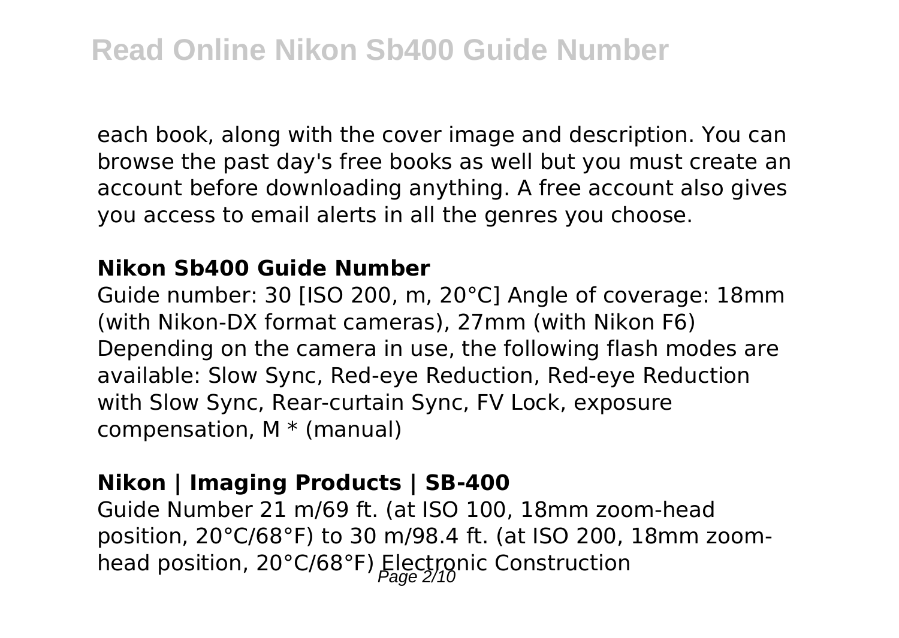each book, along with the cover image and description. You can browse the past day's free books as well but you must create an account before downloading anything. A free account also gives you access to email alerts in all the genres you choose.

### Nikon Sb400 Guide Number

Guide number: 30 [ISO 200, m, 20°C] Angle of coverage: 18mm (with Nikon-DX format cameras), 27mm (with Nikon F6) Depending on the camera in use, the following flash modes are available: Slow Sync, Red-eye Reduction, Red-eye Reduction with Slow Sync, Rear-curtain Sync, FV Lock, exposure compensation, M * (manual)

### Nikon | Imaging Products | SB-400

Guide Number 21 m/69 ft. (at ISO 100, 18mm zoom-head position, 20°C/68°F) to 30 m/98.4 ft. (at ISO 200, 18mm zoom-head position, 20°C/68°F) Electronic Construction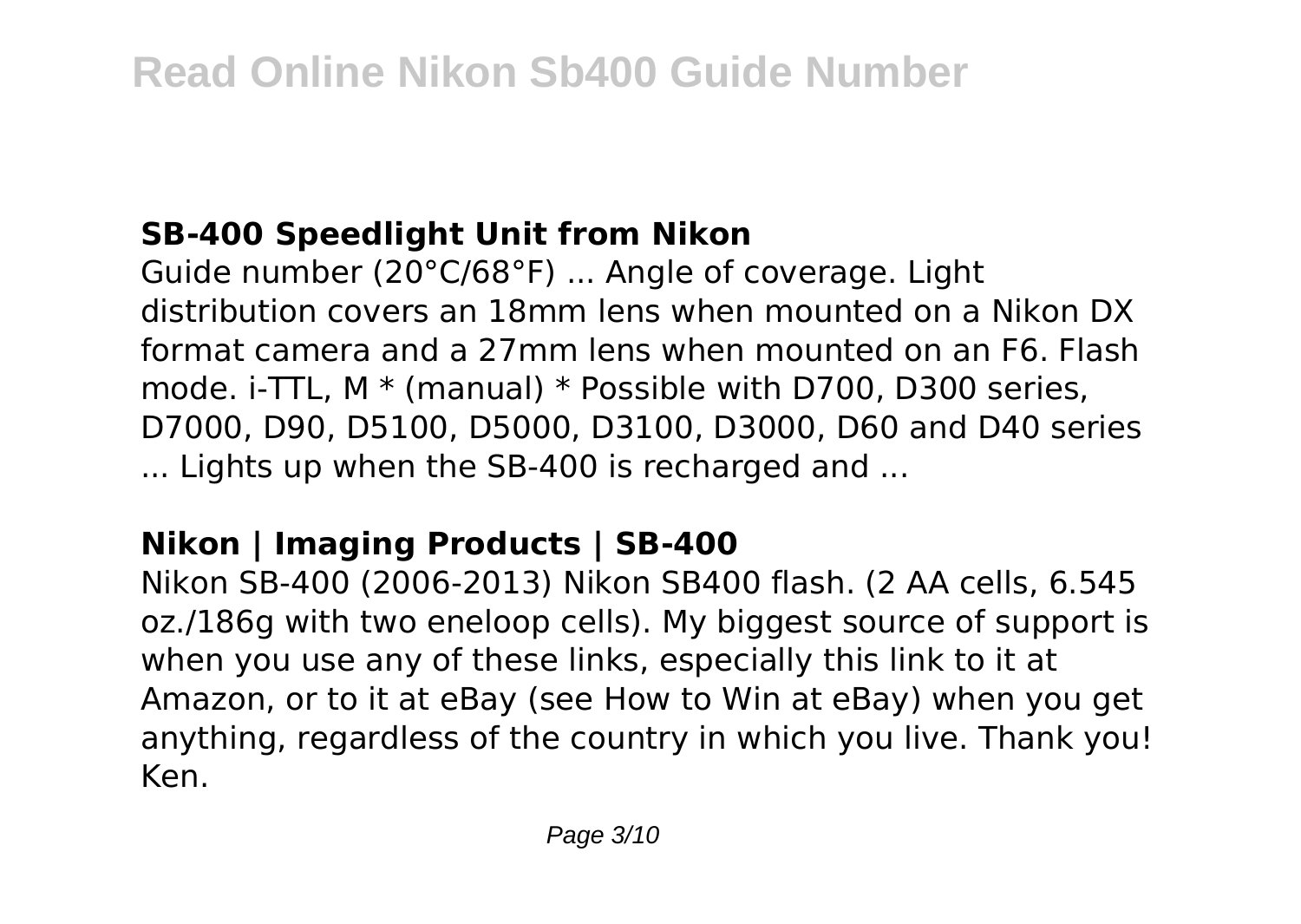## SB-400 Speedlight Unit from Nikon

Guide number (20°C/68°F) ... Angle of coverage. Light distribution covers an 18mm lens when mounted on a Nikon DX format camera and a 27mm lens when mounted on an F6. Flash mode. i-TTL, M * (manual) * Possible with D700, D300 series, D7000, D90, D5100, D5000, D3100, D3000, D60 and D40 series ... Lights up when the SB-400 is recharged and ...

## Nikon | Imaging Products | SB-400

Nikon SB-400 (2006-2013) Nikon SB400 flash. (2 AA cells, 6.545 oz./186g with two eneloop cells). My biggest source of support is when you use any of these links, especially this link to it at Amazon, or to it at eBay (see How to Win at eBay) when you get anything, regardless of the country in which you live. Thank you! Ken.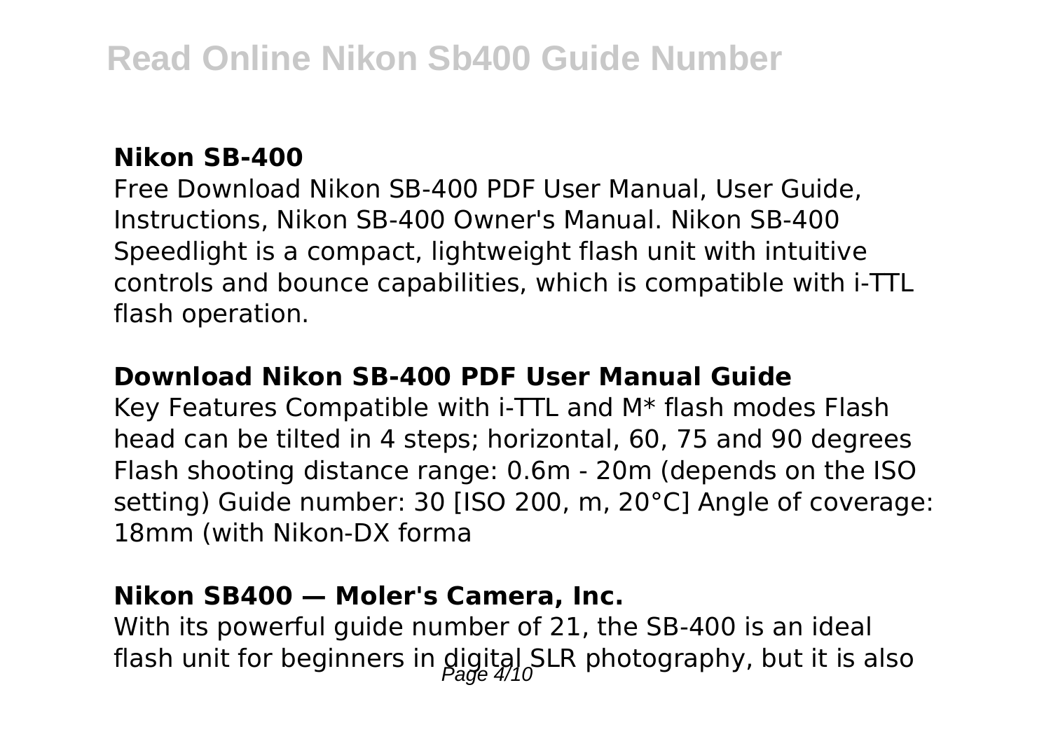### Nikon SB-400

Free Download Nikon SB-400 PDF User Manual, User Guide, Instructions, Nikon SB-400 Owner's Manual. Nikon SB-400 Speedlight is a compact, lightweight flash unit with intuitive controls and bounce capabilities, which is compatible with i-TTL flash operation.

### Download Nikon SB-400 PDF User Manual Guide

Key Features Compatible with i-TTL and M* flash modes Flash head can be tilted in 4 steps; horizontal, 60, 75 and 90 degrees Flash shooting distance range: 0.6m - 20m (depends on the ISO setting) Guide number: 30 [ISO 200, m, 20°C] Angle of coverage: 18mm (with Nikon-DX forma

### Nikon SB400 — Moler's Camera, Inc.

With its powerful guide number of 21, the SB-400 is an ideal flash unit for beginners in digital SLR photography, but it is also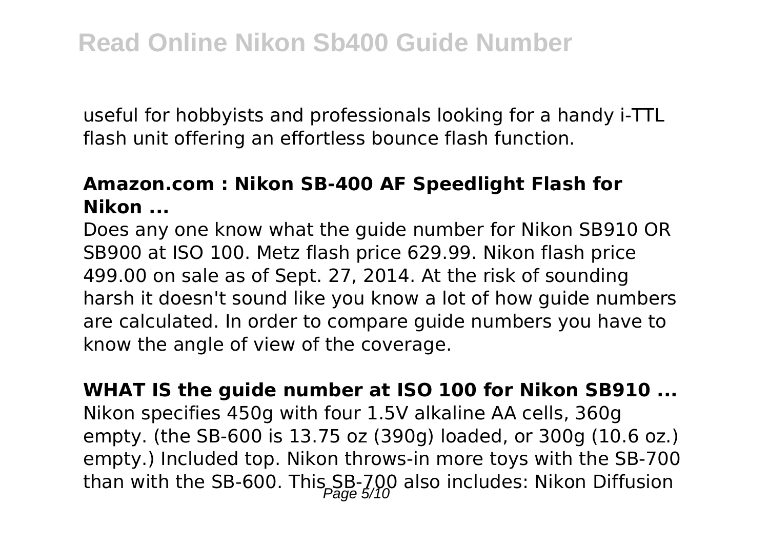useful for hobbyists and professionals looking for a handy i-TTL flash unit offering an effortless bounce flash function.

### Amazon.com : Nikon SB-400 AF Speedlight Flash for Nikon ...

Does any one know what the guide number for Nikon SB910 OR SB900 at ISO 100. Metz flash price 629.99. Nikon flash price 499.00 on sale as of Sept. 27, 2014. At the risk of sounding harsh it doesn't sound like you know a lot of how guide numbers are calculated. In order to compare guide numbers you have to know the angle of view of the coverage.

### WHAT IS the guide number at ISO 100 for Nikon SB910 ...

Nikon specifies 450g with four 1.5V alkaline AA cells, 360g empty. (the SB-600 is 13.75 oz (390g) loaded, or 300g (10.6 oz.) empty.) Included top. Nikon throws-in more toys with the SB-700 than with the SB-600. This SB-700 also includes: Nikon Diffusion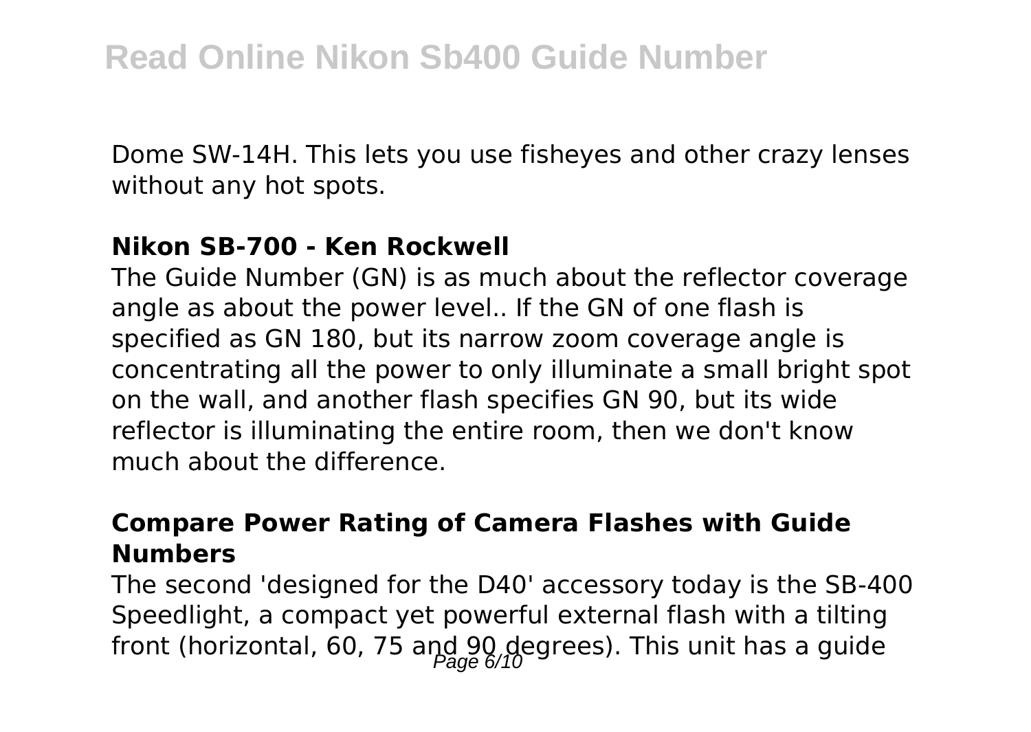Dome SW-14H. This lets you use fisheyes and other crazy lenses without any hot spots.

### Nikon SB-700 - Ken Rockwell

The Guide Number (GN) is as much about the reflector coverage angle as about the power level.. If the GN of one flash is specified as GN 180, but its narrow zoom coverage angle is concentrating all the power to only illuminate a small bright spot on the wall, and another flash specifies GN 90, but its wide reflector is illuminating the entire room, then we don't know much about the difference.

### Compare Power Rating of Camera Flashes with Guide Numbers

The second 'designed for the D40' accessory today is the SB-400 Speedlight, a compact yet powerful external flash with a tilting front (horizontal, 60, 75 and 90 degrees). This unit has a guide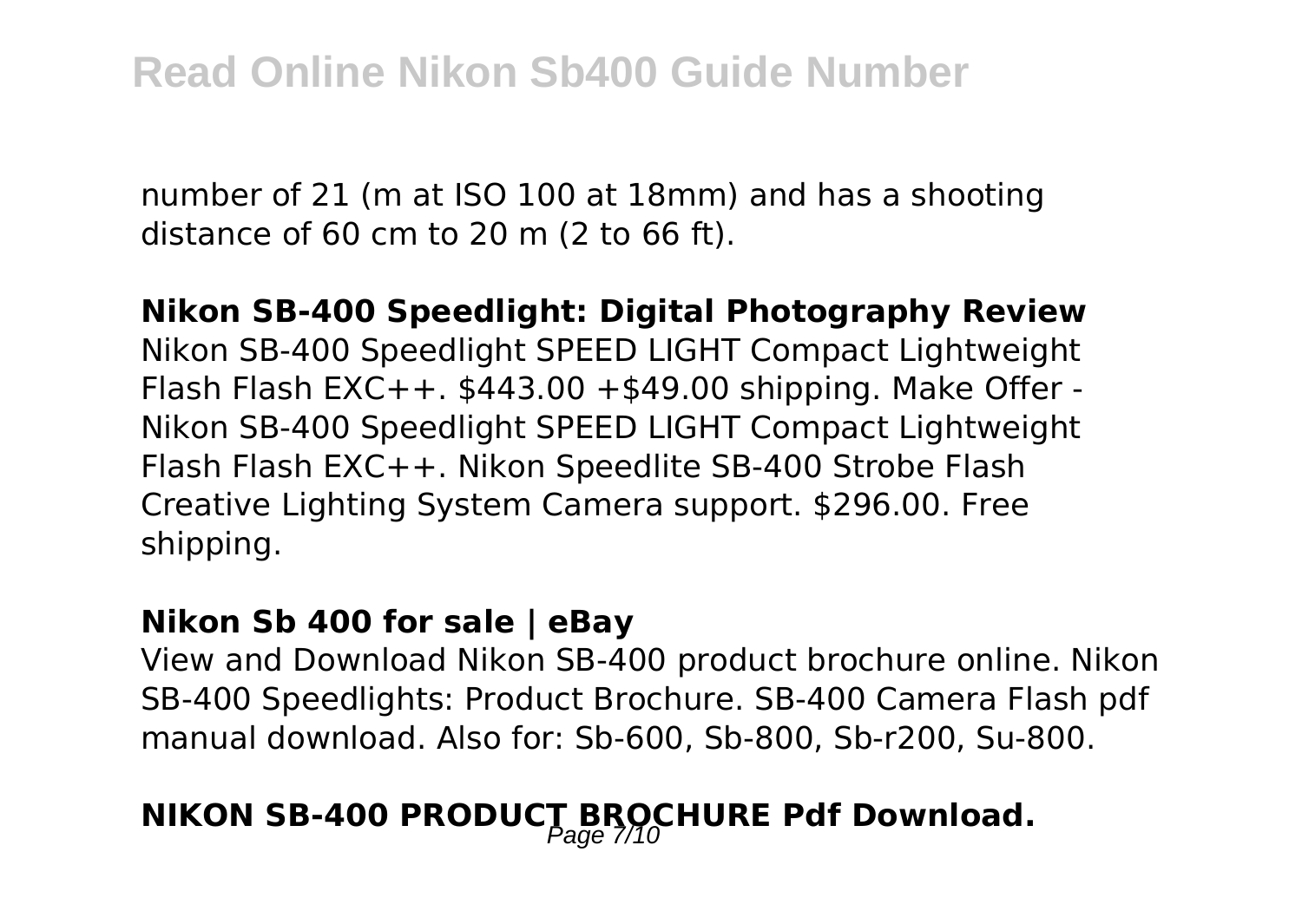number of 21 (m at ISO 100 at 18mm) and has a shooting distance of 60 cm to 20 m (2 to 66 ft).

**Nikon SB-400 Speedlight: Digital Photography Review**

Nikon SB-400 Speedlight SPEED LIGHT Compact Lightweight Flash Flash EXC++. $443.00 +$49.00 shipping. Make Offer - Nikon SB-400 Speedlight SPEED LIGHT Compact Lightweight Flash Flash EXC++. Nikon Speedlite SB-400 Strobe Flash Creative Lighting System Camera support. $296.00. Free shipping.

**Nikon Sb 400 for sale | eBay**

View and Download Nikon SB-400 product brochure online. Nikon SB-400 Speedlights: Product Brochure. SB-400 Camera Flash pdf manual download. Also for: Sb-600, Sb-800, Sb-r200, Su-800.

## NIKON SB-400 PRODUCT BROCHURE Pdf Download.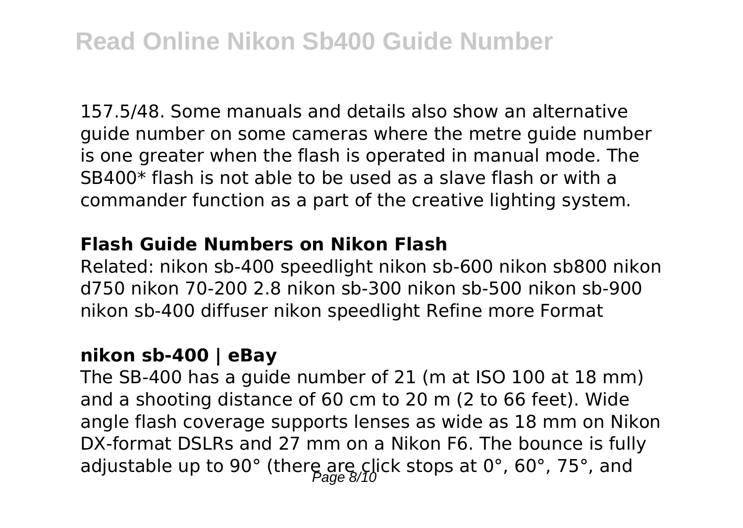157.5/48. Some manuals and details also show an alternative guide number on some cameras where the metre guide number is one greater when the flash is operated in manual mode. The SB400* flash is not able to be used as a slave flash or with a commander function as a part of the creative lighting system.

### Flash Guide Numbers on Nikon Flash

Related: nikon sb-400 speedlight nikon sb-600 nikon sb800 nikon d750 nikon 70-200 2.8 nikon sb-300 nikon sb-500 nikon sb-900 nikon sb-400 diffuser nikon speedlight Refine more Format

### nikon sb-400 | eBay

The SB-400 has a guide number of 21 (m at ISO 100 at 18 mm) and a shooting distance of 60 cm to 20 m (2 to 66 feet). Wide angle flash coverage supports lenses as wide as 18 mm on Nikon DX-format DSLRs and 27 mm on a Nikon F6. The bounce is fully adjustable up to 90° (there are click stops at 0°, 60°, 75°, and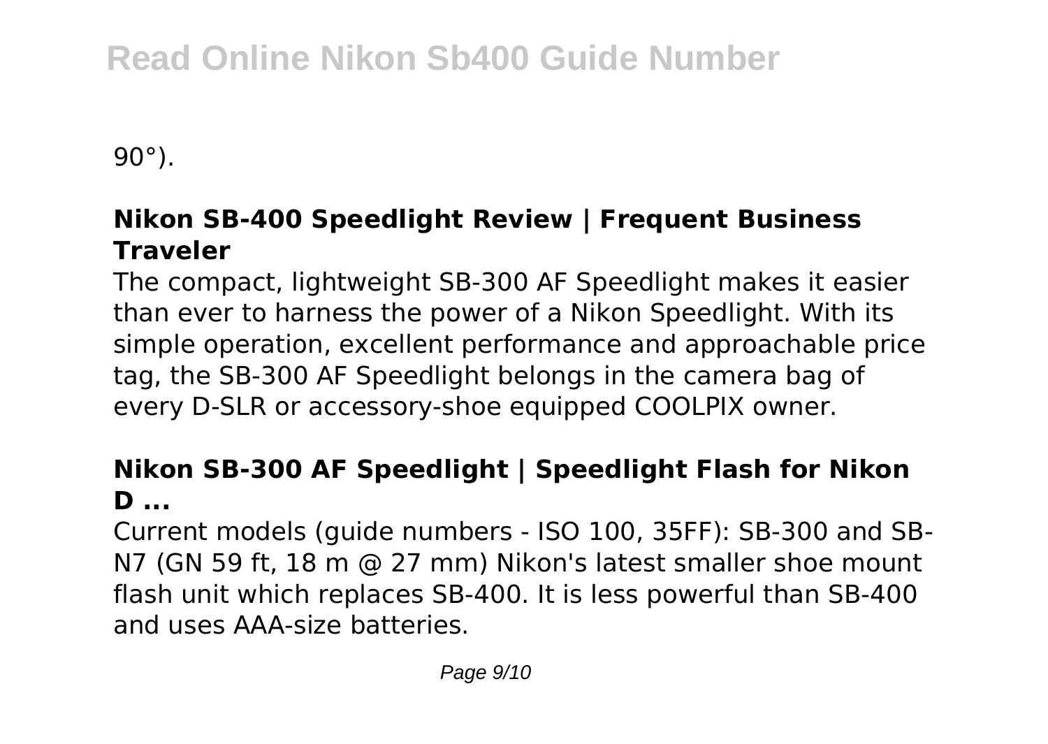90°).

### **Nikon SB-400 Speedlight Review | Frequent Business Traveler**

The compact, lightweight SB-300 AF Speedlight makes it easier than ever to harness the power of a Nikon Speedlight. With its simple operation, excellent performance and approachable price tag, the SB-300 AF Speedlight belongs in the camera bag of every D-SLR or accessory-shoe equipped COOLPIX owner.

### **Nikon SB-300 AF Speedlight | Speedlight Flash for Nikon D ...**

Current models (guide numbers - ISO 100, 35FF): SB-300 and SB-N7 (GN 59 ft, 18 m @ 27 mm) Nikon's latest smaller shoe mount flash unit which replaces SB-400. It is less powerful than SB-400 and uses AAA-size batteries.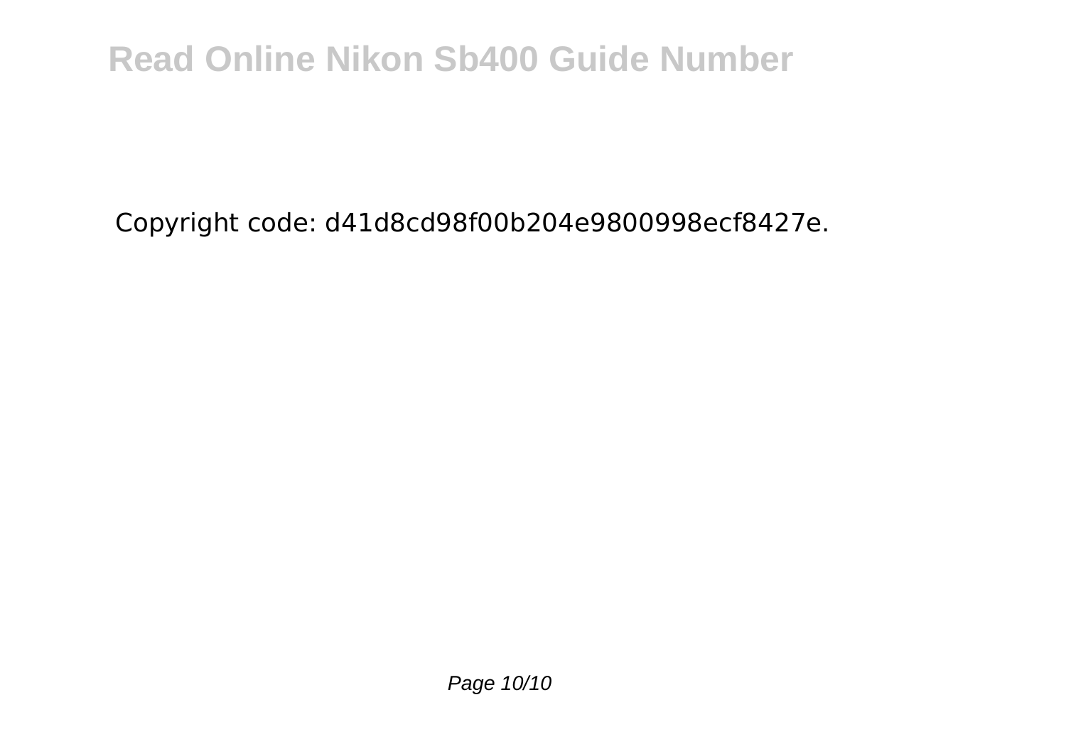Copyright code: d41d8cd98f00b204e9800998ecf8427e.